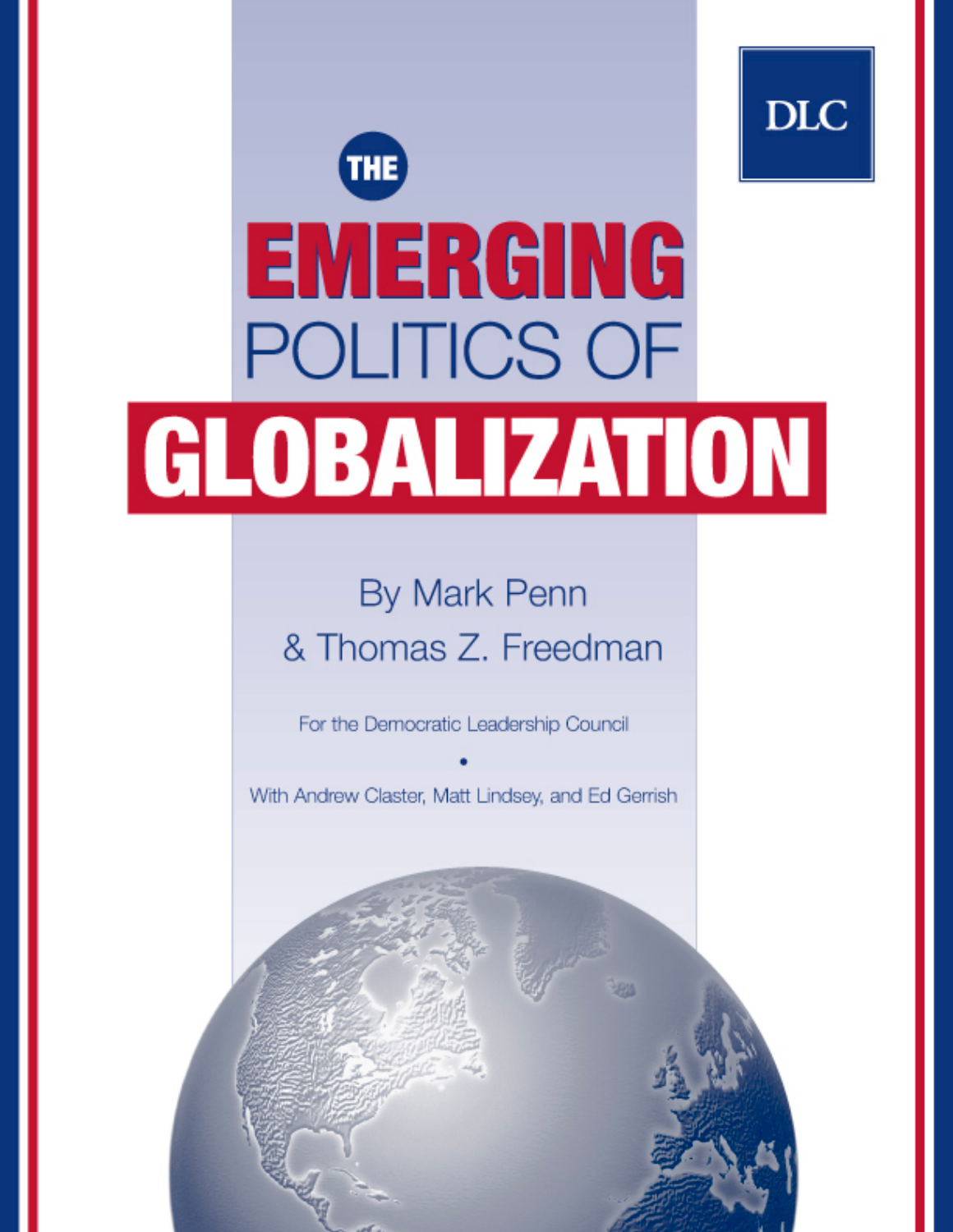DLC

# THE EMERGING POLITICS OF GLOBALIZATION

By Mark Penn
& Thomas Z. Freedman

For the Democratic Leadership Council

•

With Andrew Claster, Matt Lindsey, and Ed Gerrish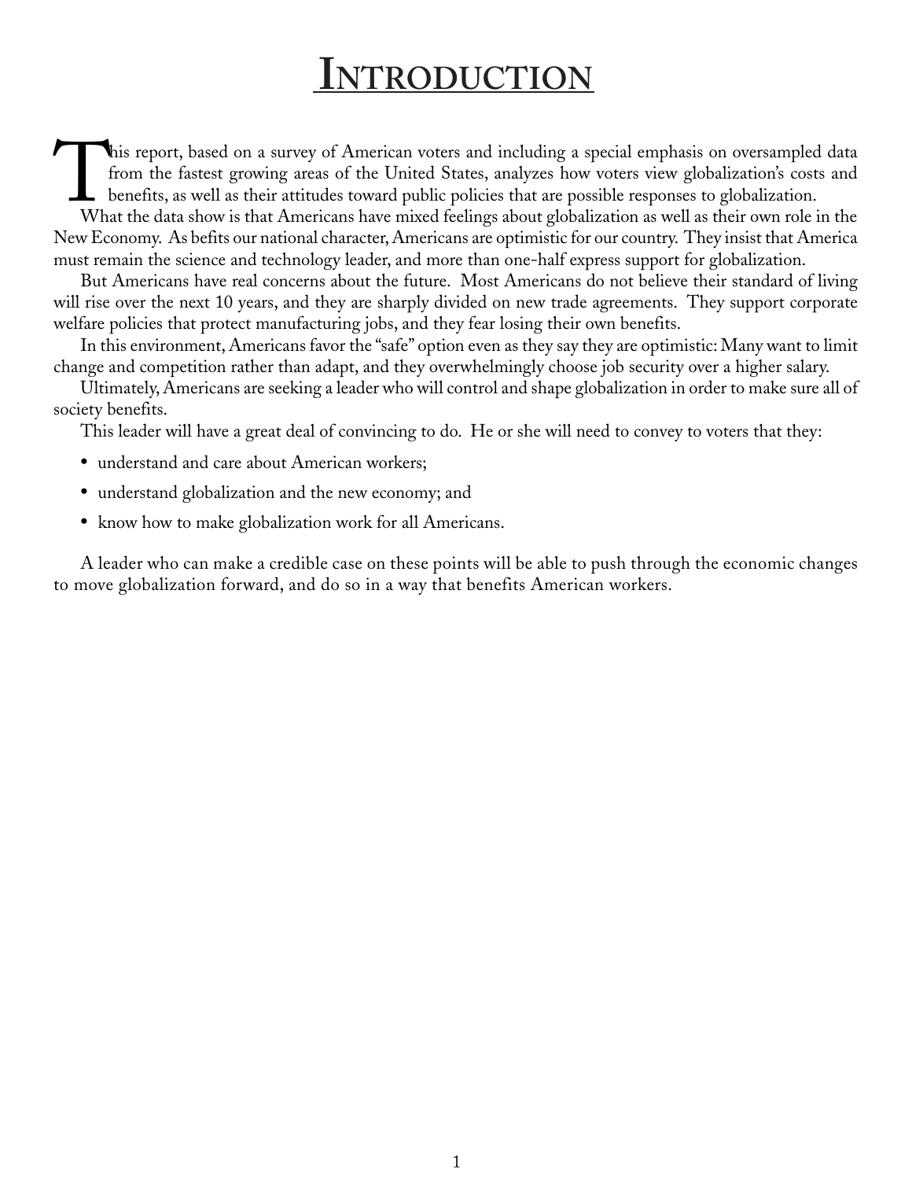# Introduction

This report, based on a survey of American voters and including a special emphasis on oversampled data from the fastest growing areas of the United States, analyzes how voters view globalization's costs and benefits, as well as their attitudes toward public policies that are possible responses to globalization.

What the data show is that Americans have mixed feelings about globalization as well as their own role in the New Economy. As befits our national character, Americans are optimistic for our country. They insist that America must remain the science and technology leader, and more than one-half express support for globalization.

But Americans have real concerns about the future. Most Americans do not believe their standard of living will rise over the next 10 years, and they are sharply divided on new trade agreements. They support corporate welfare policies that protect manufacturing jobs, and they fear losing their own benefits.

In this environment, Americans favor the "safe" option even as they say they are optimistic: Many want to limit change and competition rather than adapt, and they overwhelmingly choose job security over a higher salary.

Ultimately, Americans are seeking a leader who will control and shape globalization in order to make sure all of society benefits.

This leader will have a great deal of convincing to do. He or she will need to convey to voters that they:

- understand and care about American workers;
- understand globalization and the new economy; and
- know how to make globalization work for all Americans.

A leader who can make a credible case on these points will be able to push through the economic changes to move globalization forward, and do so in a way that benefits American workers.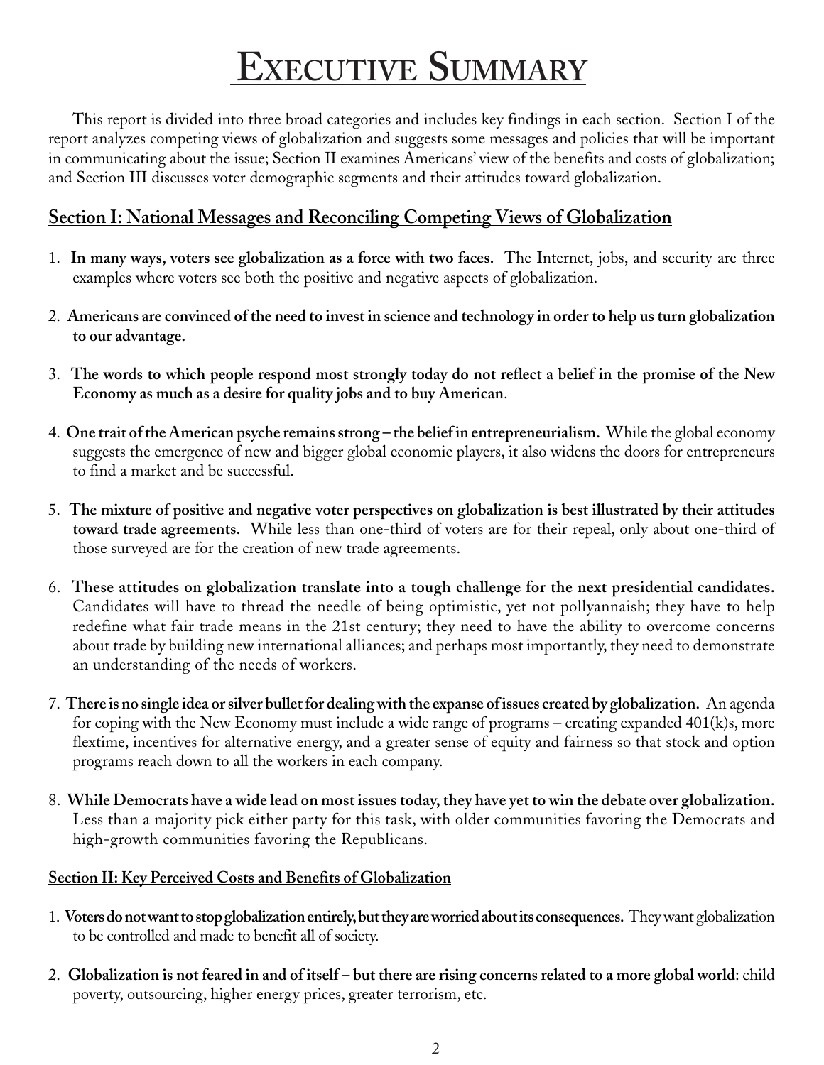# Executive Summary

This report is divided into three broad categories and includes key findings in each section. Section I of the report analyzes competing views of globalization and suggests some messages and policies that will be important in communicating about the issue; Section II examines Americans' view of the benefits and costs of globalization; and Section III discusses voter demographic segments and their attitudes toward globalization.

## Section I: National Messages and Reconciling Competing Views of Globalization

1. **In many ways, voters see globalization as a force with two faces.** The Internet, jobs, and security are three examples where voters see both the positive and negative aspects of globalization.

2. **Americans are convinced of the need to invest in science and technology in order to help us turn globalization to our advantage.**

3. **The words to which people respond most strongly today do not reflect a belief in the promise of the New Economy as much as a desire for quality jobs and to buy American**.

4. **One trait of the American psyche remains strong – the belief in entrepreneurialism.** While the global economy suggests the emergence of new and bigger global economic players, it also widens the doors for entrepreneurs to find a market and be successful.

5. **The mixture of positive and negative voter perspectives on globalization is best illustrated by their attitudes toward trade agreements.** While less than one-third of voters are for their repeal, only about one-third of those surveyed are for the creation of new trade agreements.

6. **These attitudes on globalization translate into a tough challenge for the next presidential candidates.** Candidates will have to thread the needle of being optimistic, yet not pollyannaish; they have to help redefine what fair trade means in the 21st century; they need to have the ability to overcome concerns about trade by building new international alliances; and perhaps most importantly, they need to demonstrate an understanding of the needs of workers.

7. **There is no single idea or silver bullet for dealing with the expanse of issues created by globalization.** An agenda for coping with the New Economy must include a wide range of programs – creating expanded 401(k)s, more flextime, incentives for alternative energy, and a greater sense of equity and fairness so that stock and option programs reach down to all the workers in each company.

8. **While Democrats have a wide lead on most issues today, they have yet to win the debate over globalization.** Less than a majority pick either party for this task, with older communities favoring the Democrats and high-growth communities favoring the Republicans.

### Section II: Key Perceived Costs and Benefits of Globalization

1. **Voters do not want to stop globalization entirely, but they are worried about its consequences.** They want globalization to be controlled and made to benefit all of society.

2. **Globalization is not feared in and of itself – but there are rising concerns related to a more global world**: child poverty, outsourcing, higher energy prices, greater terrorism, etc.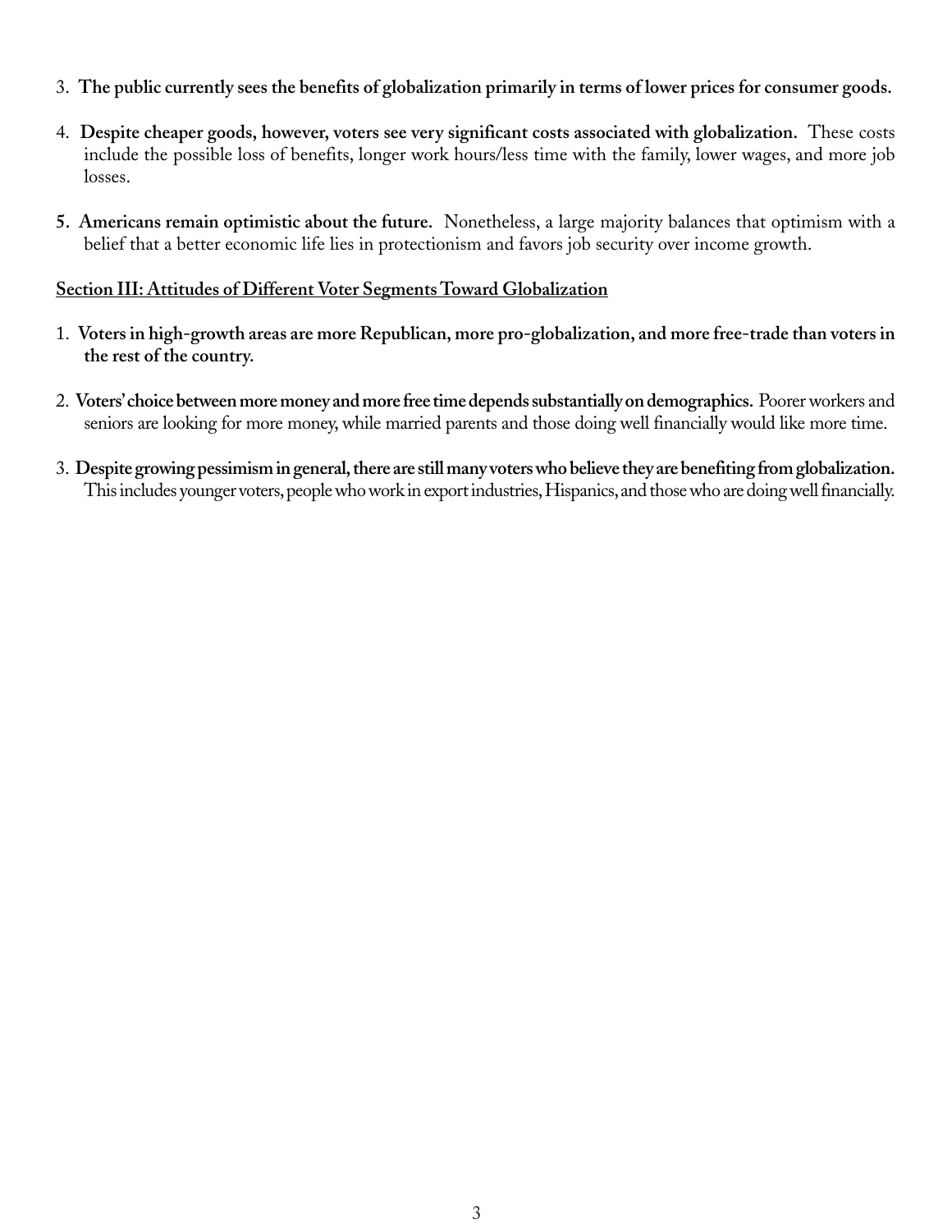3. **The public currently sees the benefits of globalization primarily in terms of lower prices for consumer goods.**

4. **Despite cheaper goods, however, voters see very significant costs associated with globalization.** These costs include the possible loss of benefits, longer work hours/less time with the family, lower wages, and more job losses.

5. **Americans remain optimistic about the future.** Nonetheless, a large majority balances that optimism with a belief that a better economic life lies in protectionism and favors job security over income growth.

**Section III: Attitudes of Different Voter Segments Toward Globalization**

1. **Voters in high-growth areas are more Republican, more pro-globalization, and more free-trade than voters in the rest of the country.**

2. **Voters' choice between more money and more free time depends substantially on demographics.** Poorer workers and seniors are looking for more money, while married parents and those doing well financially would like more time.

3. **Despite growing pessimism in general, there are still many voters who believe they are benefiting from globalization.** This includes younger voters, people who work in export industries, Hispanics, and those who are doing well financially.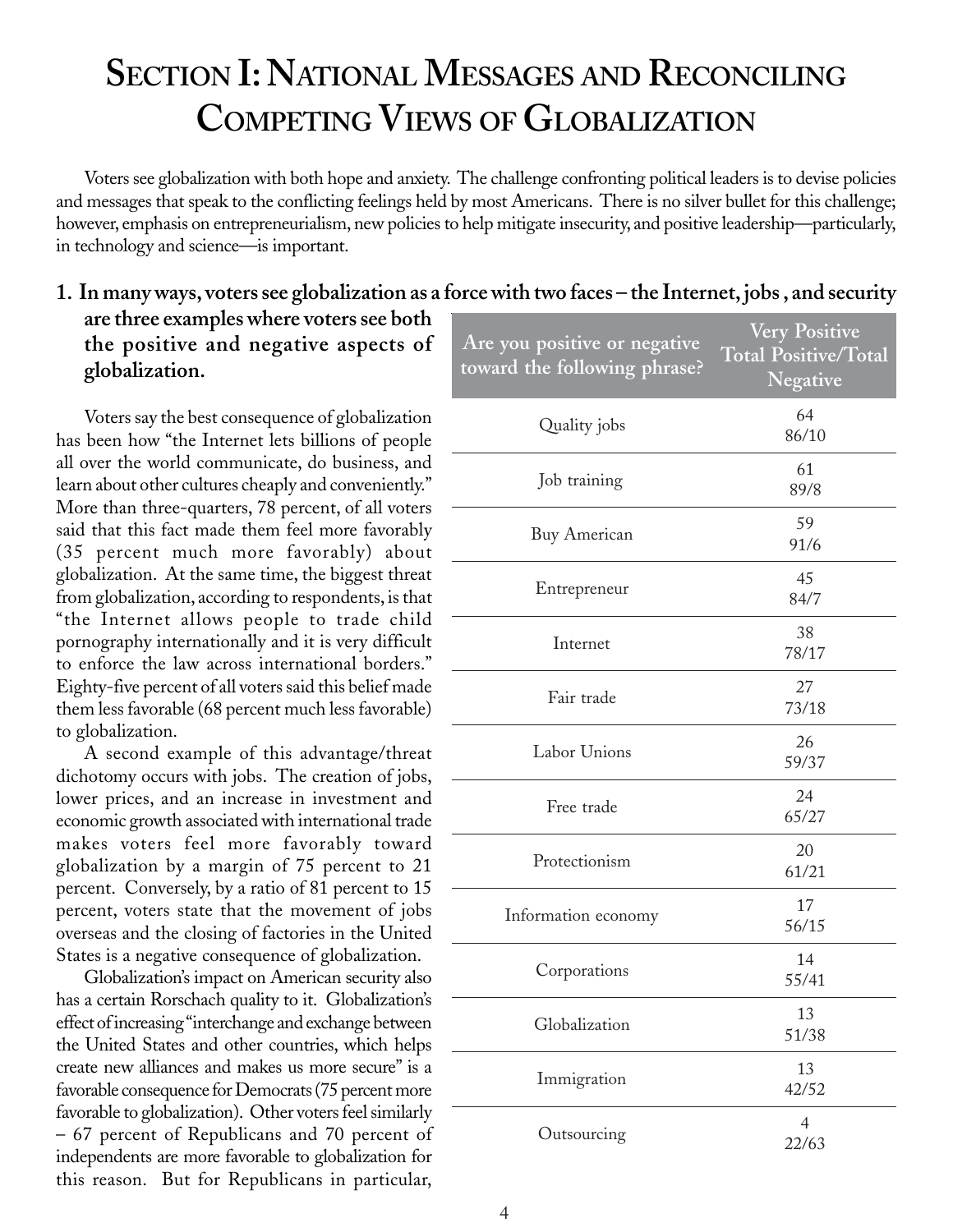# Section I: National Messages and Reconciling Competing Views of Globalization

Voters see globalization with both hope and anxiety. The challenge confronting political leaders is to devise policies and messages that speak to the conflicting feelings held by most Americans. There is no silver bullet for this challenge; however, emphasis on entrepreneurialism, new policies to help mitigate insecurity, and positive leadership—particularly, in technology and science—is important.

**1. In many ways, voters see globalization as a force with two faces – the Internet, jobs , and security are three examples where voters see both the positive and negative aspects of globalization.**

| Are you positive or negative toward the following phrase? | Very Positive Total Positive/Total Negative |
|---|---|
| Quality jobs | 64 86/10 |
| Job training | 61 89/8 |
| Buy American | 59 91/6 |
| Entrepreneur | 45 84/7 |
| Internet | 38 78/17 |
| Fair trade | 27 73/18 |
| Labor Unions | 26 59/37 |
| Free trade | 24 65/27 |
| Protectionism | 20 61/21 |
| Information economy | 17 56/15 |
| Corporations | 14 55/41 |
| Globalization | 13 51/38 |
| Immigration | 13 42/52 |
| Outsourcing | 4 22/63 |

Voters say the best consequence of globalization has been how "the Internet lets billions of people all over the world communicate, do business, and learn about other cultures cheaply and conveniently." More than three-quarters, 78 percent, of all voters said that this fact made them feel more favorably (35 percent much more favorably) about globalization. At the same time, the biggest threat from globalization, according to respondents, is that "the Internet allows people to trade child pornography internationally and it is very difficult to enforce the law across international borders." Eighty-five percent of all voters said this belief made them less favorable (68 percent much less favorable) to globalization.

A second example of this advantage/threat dichotomy occurs with jobs. The creation of jobs, lower prices, and an increase in investment and economic growth associated with international trade makes voters feel more favorably toward globalization by a margin of 75 percent to 21 percent. Conversely, by a ratio of 81 percent to 15 percent, voters state that the movement of jobs overseas and the closing of factories in the United States is a negative consequence of globalization.

Globalization's impact on American security also has a certain Rorschach quality to it. Globalization's effect of increasing "interchange and exchange between the United States and other countries, which helps create new alliances and makes us more secure" is a favorable consequence for Democrats (75 percent more favorable to globalization). Other voters feel similarly – 67 percent of Republicans and 70 percent of independents are more favorable to globalization for this reason. But for Republicans in particular,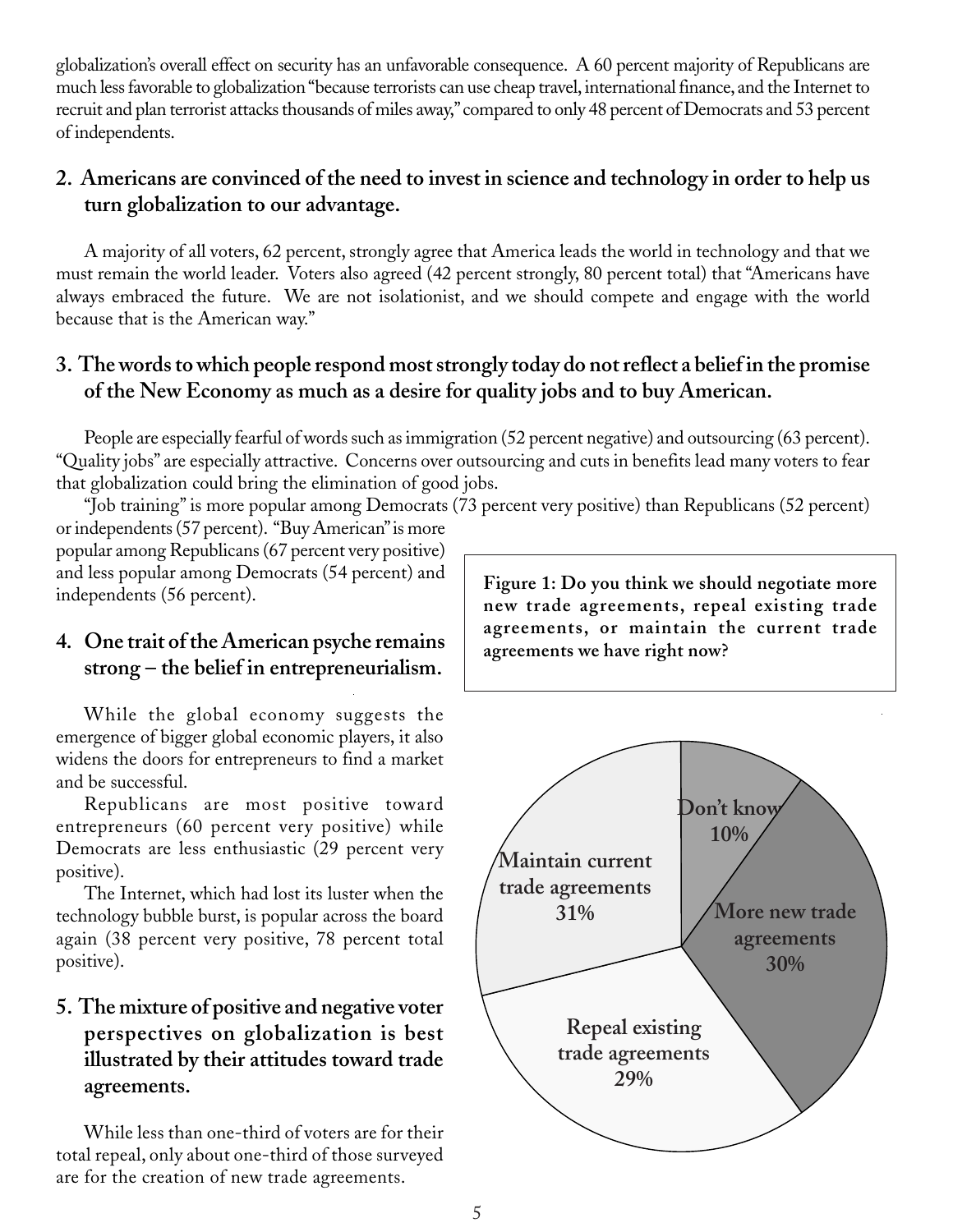globalization's overall effect on security has an unfavorable consequence. A 60 percent majority of Republicans are much less favorable to globalization "because terrorists can use cheap travel, international finance, and the Internet to recruit and plan terrorist attacks thousands of miles away," compared to only 48 percent of Democrats and 53 percent of independents.

## 2. Americans are convinced of the need to invest in science and technology in order to help us turn globalization to our advantage.

A majority of all voters, 62 percent, strongly agree that America leads the world in technology and that we must remain the world leader. Voters also agreed (42 percent strongly, 80 percent total) that "Americans have always embraced the future. We are not isolationist, and we should compete and engage with the world because that is the American way."

## 3. The words to which people respond most strongly today do not reflect a belief in the promise of the New Economy as much as a desire for quality jobs and to buy American.

People are especially fearful of words such as immigration (52 percent negative) and outsourcing (63 percent). "Quality jobs" are especially attractive. Concerns over outsourcing and cuts in benefits lead many voters to fear that globalization could bring the elimination of good jobs.

"Job training" is more popular among Democrats (73 percent very positive) than Republicans (52 percent) or independents (57 percent). "Buy American" is more popular among Republicans (67 percent very positive) and less popular among Democrats (54 percent) and independents (56 percent).

## 4. One trait of the American psyche remains strong – the belief in entrepreneurialism.

While the global economy suggests the emergence of bigger global economic players, it also widens the doors for entrepreneurs to find a market and be successful.

Republicans are most positive toward entrepreneurs (60 percent very positive) while Democrats are less enthusiastic (29 percent very positive).

The Internet, which had lost its luster when the technology bubble burst, is popular across the board again (38 percent very positive, 78 percent total positive).

## 5. The mixture of positive and negative voter perspectives on globalization is best illustrated by their attitudes toward trade agreements.

While less than one-third of voters are for their total repeal, only about one-third of those surveyed are for the creation of new trade agreements.

**Figure 1: Do you think we should negotiate more new trade agreements, repeal existing trade agreements, or maintain the current trade agreements we have right now?**

| Response | Percent |
|---|---|
| Don't know | 10% |
| More new trade agreements | 30% |
| Repeal existing trade agreements | 29% |
| Maintain current trade agreements | 31% |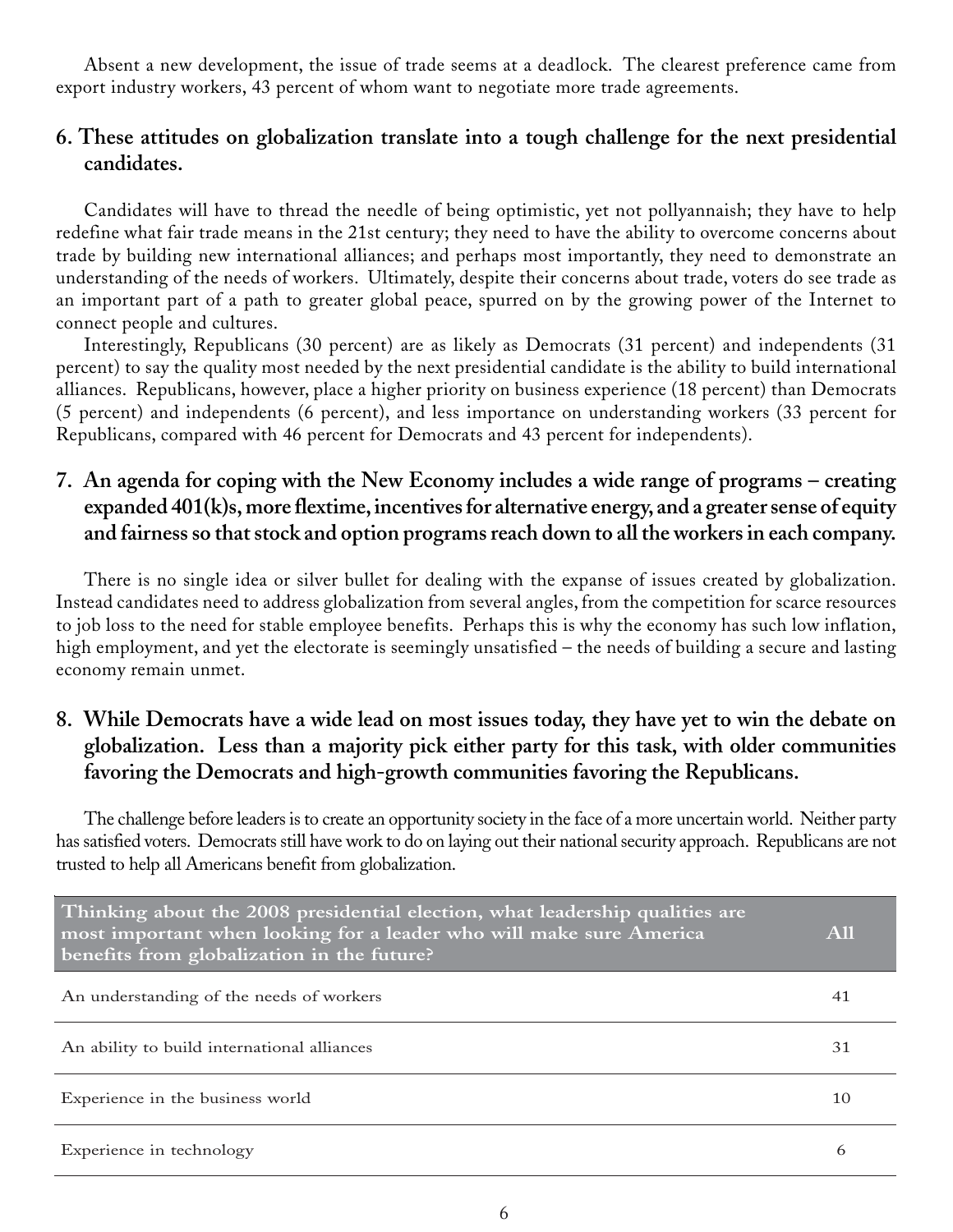Absent a new development, the issue of trade seems at a deadlock. The clearest preference came from export industry workers, 43 percent of whom want to negotiate more trade agreements.

### 6. These attitudes on globalization translate into a tough challenge for the next presidential candidates.

Candidates will have to thread the needle of being optimistic, yet not pollyannaish; they have to help redefine what fair trade means in the 21st century; they need to have the ability to overcome concerns about trade by building new international alliances; and perhaps most importantly, they need to demonstrate an understanding of the needs of workers. Ultimately, despite their concerns about trade, voters do see trade as an important part of a path to greater global peace, spurred on by the growing power of the Internet to connect people and cultures.

Interestingly, Republicans (30 percent) are as likely as Democrats (31 percent) and independents (31 percent) to say the quality most needed by the next presidential candidate is the ability to build international alliances. Republicans, however, place a higher priority on business experience (18 percent) than Democrats (5 percent) and independents (6 percent), and less importance on understanding workers (33 percent for Republicans, compared with 46 percent for Democrats and 43 percent for independents).

### 7. An agenda for coping with the New Economy includes a wide range of programs – creating expanded 401(k)s, more flextime, incentives for alternative energy, and a greater sense of equity and fairness so that stock and option programs reach down to all the workers in each company.

There is no single idea or silver bullet for dealing with the expanse of issues created by globalization. Instead candidates need to address globalization from several angles, from the competition for scarce resources to job loss to the need for stable employee benefits. Perhaps this is why the economy has such low inflation, high employment, and yet the electorate is seemingly unsatisfied – the needs of building a secure and lasting economy remain unmet.

### 8. While Democrats have a wide lead on most issues today, they have yet to win the debate on globalization. Less than a majority pick either party for this task, with older communities favoring the Democrats and high-growth communities favoring the Republicans.

The challenge before leaders is to create an opportunity society in the face of a more uncertain world. Neither party has satisfied voters. Democrats still have work to do on laying out their national security approach. Republicans are not trusted to help all Americans benefit from globalization.

| Thinking about the 2008 presidential election, what leadership qualities are most important when looking for a leader who will make sure America benefits from globalization in the future? | All |
|---|---|
| An understanding of the needs of workers | 41 |
| An ability to build international alliances | 31 |
| Experience in the business world | 10 |
| Experience in technology | 6 |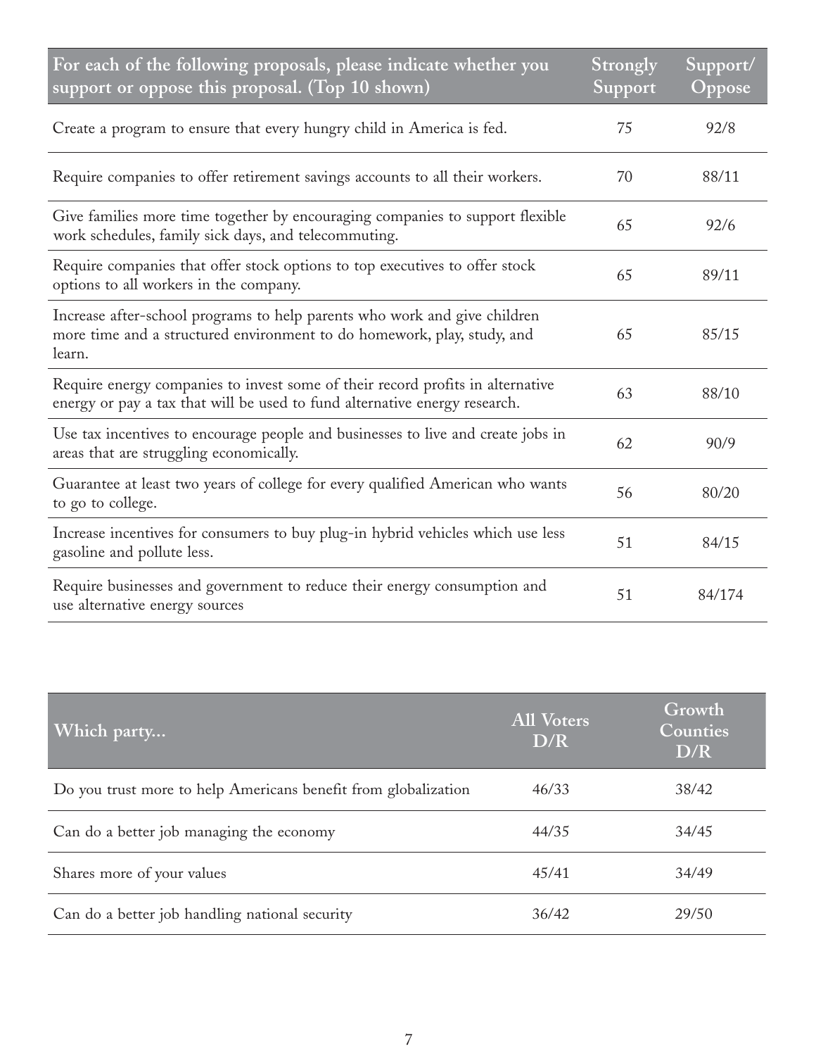| For each of the following proposals, please indicate whether you support or oppose this proposal. (Top 10 shown) | Strongly Support | Support/ Oppose |
|---|---|---|
| Create a program to ensure that every hungry child in America is fed. | 75 | 92/8 |
| Require companies to offer retirement savings accounts to all their workers. | 70 | 88/11 |
| Give families more time together by encouraging companies to support flexible work schedules, family sick days, and telecommuting. | 65 | 92/6 |
| Require companies that offer stock options to top executives to offer stock options to all workers in the company. | 65 | 89/11 |
| Increase after-school programs to help parents who work and give children more time and a structured environment to do homework, play, study, and learn. | 65 | 85/15 |
| Require energy companies to invest some of their record profits in alternative energy or pay a tax that will be used to fund alternative energy research. | 63 | 88/10 |
| Use tax incentives to encourage people and businesses to live and create jobs in areas that are struggling economically. | 62 | 90/9 |
| Guarantee at least two years of college for every qualified American who wants to go to college. | 56 | 80/20 |
| Increase incentives for consumers to buy plug-in hybrid vehicles which use less gasoline and pollute less. | 51 | 84/15 |
| Require businesses and government to reduce their energy consumption and use alternative energy sources | 51 | 84/174 |

| Which party... | All Voters D/R | Growth Counties D/R |
|---|---|---|
| Do you trust more to help Americans benefit from globalization | 46/33 | 38/42 |
| Can do a better job managing the economy | 44/35 | 34/45 |
| Shares more of your values | 45/41 | 34/49 |
| Can do a better job handling national security | 36/42 | 29/50 |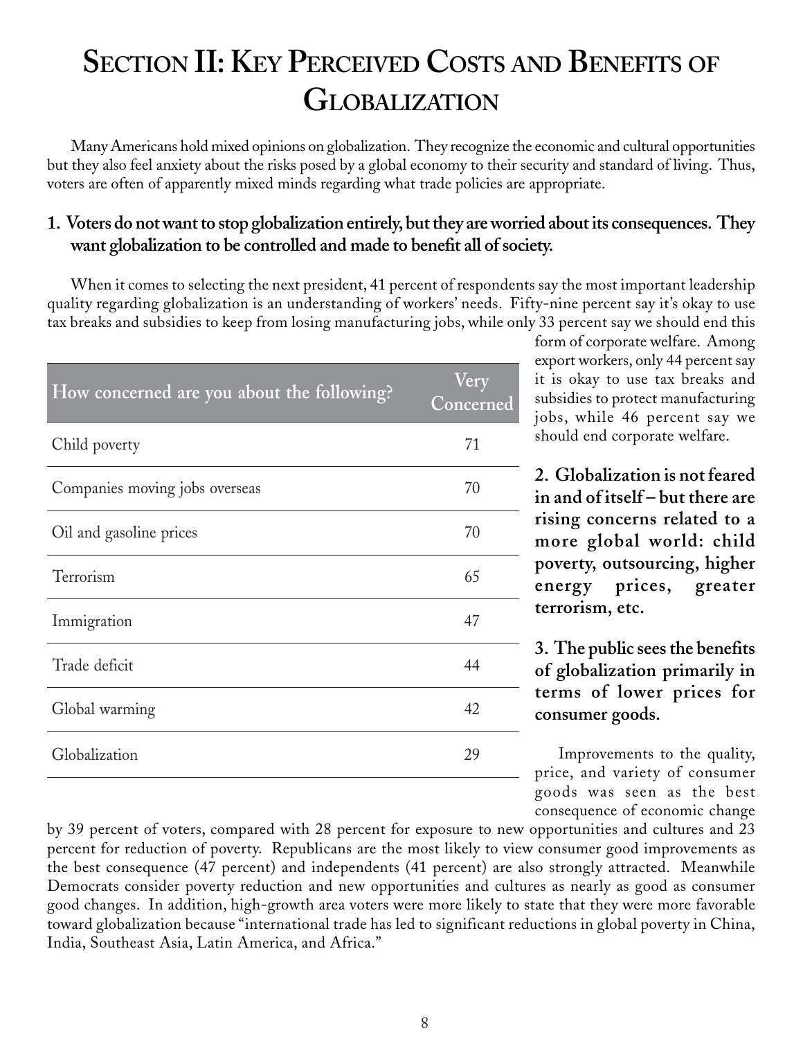# Section II: Key Perceived Costs and Benefits of Globalization

Many Americans hold mixed opinions on globalization. They recognize the economic and cultural opportunities but they also feel anxiety about the risks posed by a global economy to their security and standard of living. Thus, voters are often of apparently mixed minds regarding what trade policies are appropriate.

### 1. Voters do not want to stop globalization entirely, but they are worried about its consequences. They want globalization to be controlled and made to benefit all of society.

When it comes to selecting the next president, 41 percent of respondents say the most important leadership quality regarding globalization is an understanding of workers' needs. Fifty-nine percent say it's okay to use tax breaks and subsidies to keep from losing manufacturing jobs, while only 33 percent say we should end this form of corporate welfare. Among export workers, only 44 percent say it is okay to use tax breaks and subsidies to protect manufacturing jobs, while 46 percent say we should end corporate welfare.

| How concerned are you about the following? | Very Concerned |
|---|---|
| Child poverty | 71 |
| Companies moving jobs overseas | 70 |
| Oil and gasoline prices | 70 |
| Terrorism | 65 |
| Immigration | 47 |
| Trade deficit | 44 |
| Global warming | 42 |
| Globalization | 29 |

### 2. Globalization is not feared in and of itself – but there are rising concerns related to a more global world: child poverty, outsourcing, higher energy prices, greater terrorism, etc.

### 3. The public sees the benefits of globalization primarily in terms of lower prices for consumer goods.

Improvements to the quality, price, and variety of consumer goods was seen as the best consequence of economic change by 39 percent of voters, compared with 28 percent for exposure to new opportunities and cultures and 23 percent for reduction of poverty. Republicans are the most likely to view consumer good improvements as the best consequence (47 percent) and independents (41 percent) are also strongly attracted. Meanwhile Democrats consider poverty reduction and new opportunities and cultures as nearly as good as consumer good changes. In addition, high-growth area voters were more likely to state that they were more favorable toward globalization because "international trade has led to significant reductions in global poverty in China, India, Southeast Asia, Latin America, and Africa."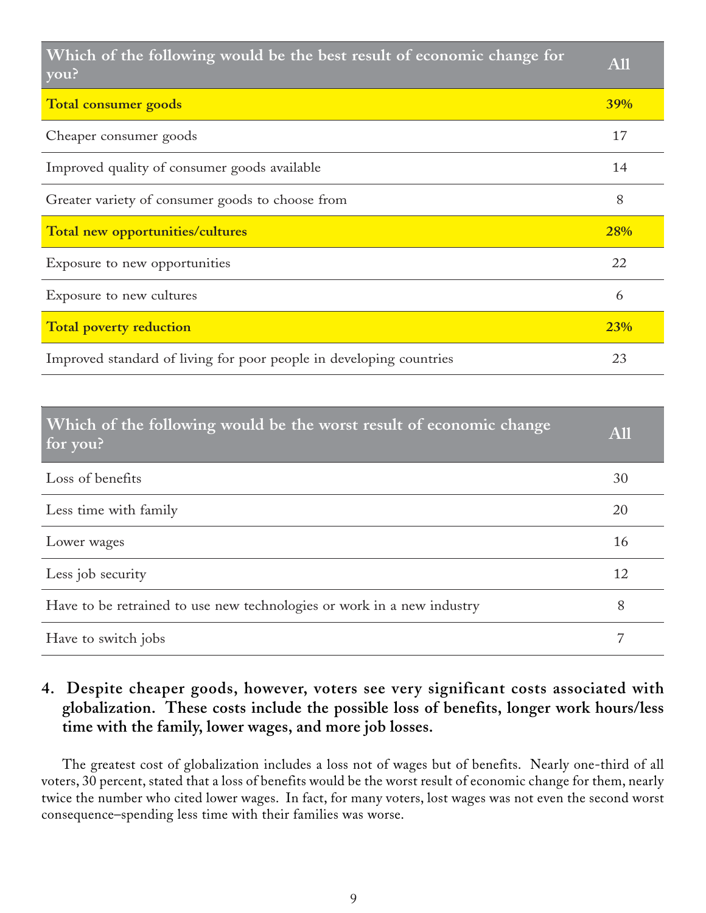| Which of the following would be the best result of economic change for you? | All |
|---|---|
| **Total consumer goods** | **39%** |
| Cheaper consumer goods | 17 |
| Improved quality of consumer goods available | 14 |
| Greater variety of consumer goods to choose from | 8 |
| **Total new opportunities/cultures** | **28%** |
| Exposure to new opportunities | 22 |
| Exposure to new cultures | 6 |
| **Total poverty reduction** | **23%** |
| Improved standard of living for poor people in developing countries | 23 |

| Which of the following would be the worst result of economic change for you? | All |
|---|---|
| Loss of benefits | 30 |
| Less time with family | 20 |
| Lower wages | 16 |
| Less job security | 12 |
| Have to be retrained to use new technologies or work in a new industry | 8 |
| Have to switch jobs | 7 |

**4. Despite cheaper goods, however, voters see very significant costs associated with globalization. These costs include the possible loss of benefits, longer work hours/less time with the family, lower wages, and more job losses.**

The greatest cost of globalization includes a loss not of wages but of benefits. Nearly one-third of all voters, 30 percent, stated that a loss of benefits would be the worst result of economic change for them, nearly twice the number who cited lower wages. In fact, for many voters, lost wages was not even the second worst consequence–spending less time with their families was worse.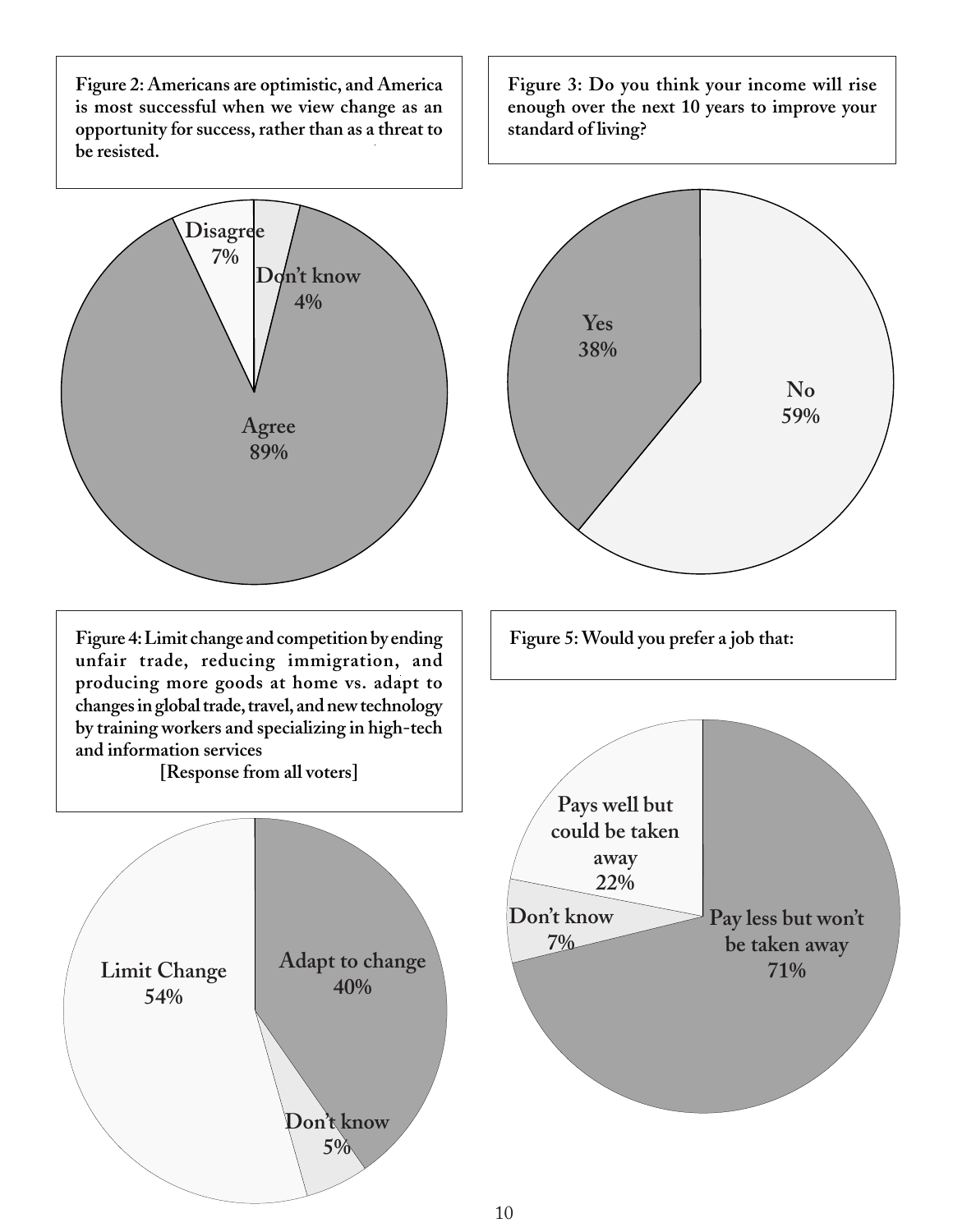**Figure 2: Americans are optimistic, and America is most successful when we view change as an opportunity for success, rather than as a threat to be resisted.**

Disagree 7%

Don't know 4%

Agree 89%

**Figure 3: Do you think your income will rise enough over the next 10 years to improve your standard of living?**

Yes 38%

No 59%

**Figure 4: Limit change and competition by ending unfair trade, reducing immigration, and producing more goods at home vs. adapt to changes in global trade, travel, and new technology by training workers and specializing in high-tech and information services**

**[Response from all voters]**

Limit Change 54%

Adapt to change 40%

Don't know 5%

**Figure 5: Would you prefer a job that:**

Pays well but could be taken away 22%

Don't know 7%

Pay less but won't be taken away 71%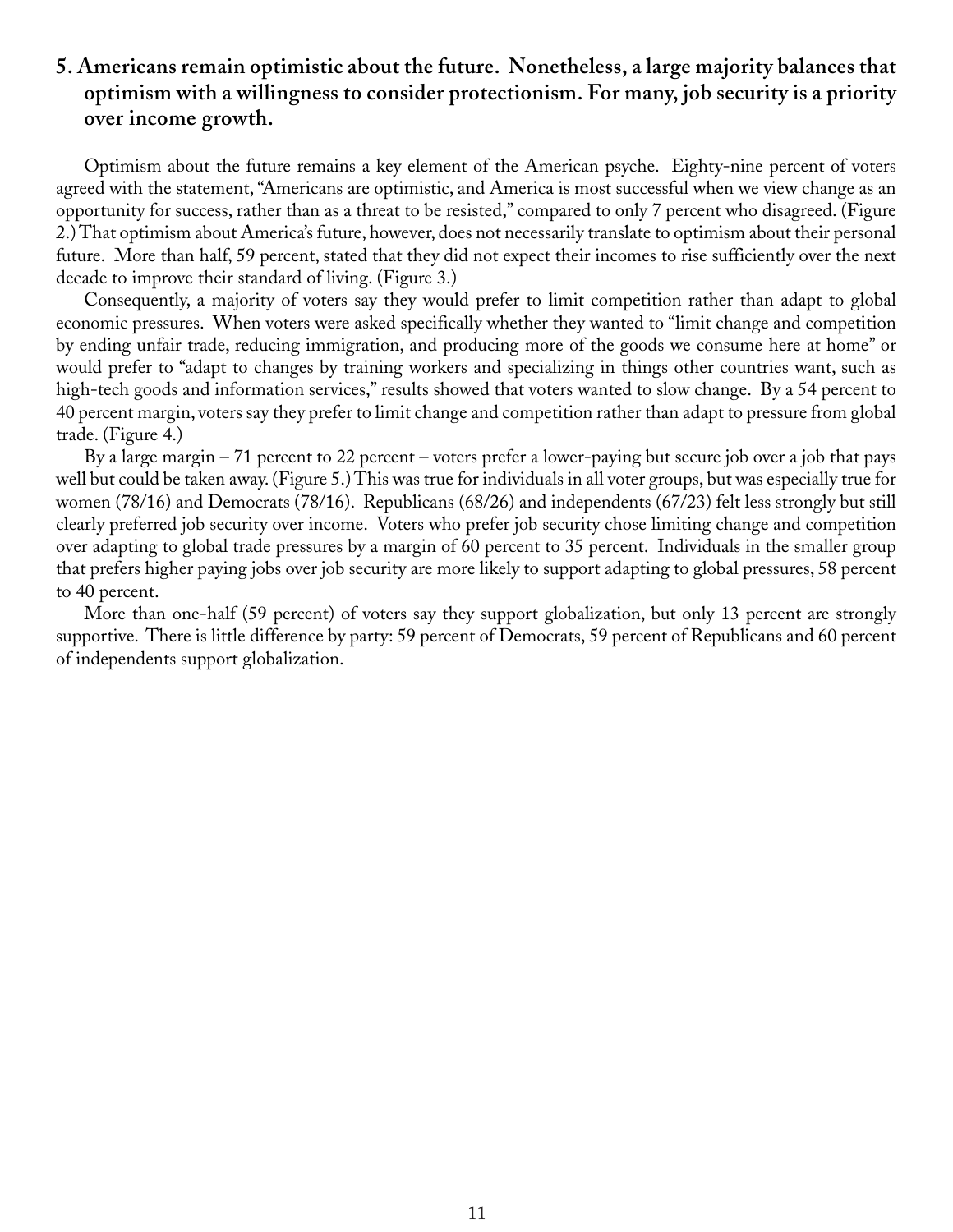## 5. Americans remain optimistic about the future. Nonetheless, a large majority balances that optimism with a willingness to consider protectionism. For many, job security is a priority over income growth.

Optimism about the future remains a key element of the American psyche. Eighty-nine percent of voters agreed with the statement, "Americans are optimistic, and America is most successful when we view change as an opportunity for success, rather than as a threat to be resisted," compared to only 7 percent who disagreed. (Figure 2.) That optimism about America's future, however, does not necessarily translate to optimism about their personal future. More than half, 59 percent, stated that they did not expect their incomes to rise sufficiently over the next decade to improve their standard of living. (Figure 3.)

Consequently, a majority of voters say they would prefer to limit competition rather than adapt to global economic pressures. When voters were asked specifically whether they wanted to "limit change and competition by ending unfair trade, reducing immigration, and producing more of the goods we consume here at home" or would prefer to "adapt to changes by training workers and specializing in things other countries want, such as high-tech goods and information services," results showed that voters wanted to slow change. By a 54 percent to 40 percent margin, voters say they prefer to limit change and competition rather than adapt to pressure from global trade. (Figure 4.)

By a large margin – 71 percent to 22 percent – voters prefer a lower-paying but secure job over a job that pays well but could be taken away. (Figure 5.) This was true for individuals in all voter groups, but was especially true for women (78/16) and Democrats (78/16). Republicans (68/26) and independents (67/23) felt less strongly but still clearly preferred job security over income. Voters who prefer job security chose limiting change and competition over adapting to global trade pressures by a margin of 60 percent to 35 percent. Individuals in the smaller group that prefers higher paying jobs over job security are more likely to support adapting to global pressures, 58 percent to 40 percent.

More than one-half (59 percent) of voters say they support globalization, but only 13 percent are strongly supportive. There is little difference by party: 59 percent of Democrats, 59 percent of Republicans and 60 percent of independents support globalization.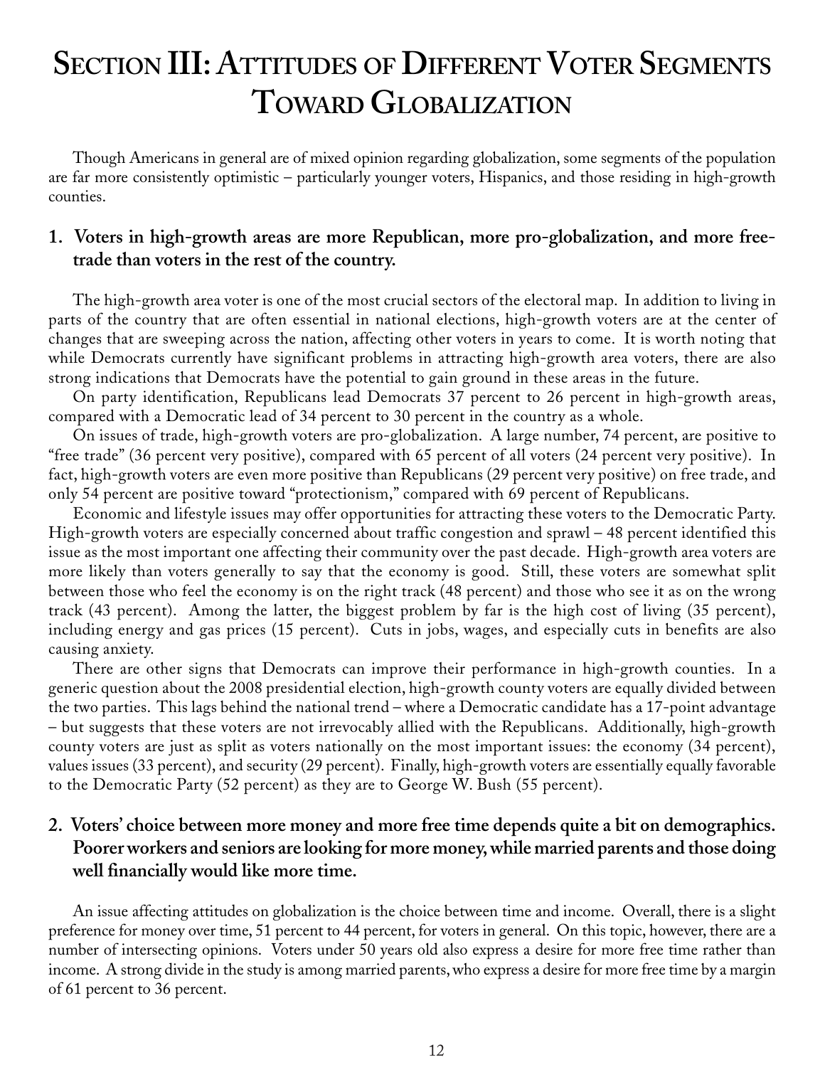# Section III: Attitudes of Different Voter Segments Toward Globalization

Though Americans in general are of mixed opinion regarding globalization, some segments of the population are far more consistently optimistic – particularly younger voters, Hispanics, and those residing in high-growth counties.

## 1. Voters in high-growth areas are more Republican, more pro-globalization, and more free-trade than voters in the rest of the country.

The high-growth area voter is one of the most crucial sectors of the electoral map. In addition to living in parts of the country that are often essential in national elections, high-growth voters are at the center of changes that are sweeping across the nation, affecting other voters in years to come. It is worth noting that while Democrats currently have significant problems in attracting high-growth area voters, there are also strong indications that Democrats have the potential to gain ground in these areas in the future.

On party identification, Republicans lead Democrats 37 percent to 26 percent in high-growth areas, compared with a Democratic lead of 34 percent to 30 percent in the country as a whole.

On issues of trade, high-growth voters are pro-globalization. A large number, 74 percent, are positive to "free trade" (36 percent very positive), compared with 65 percent of all voters (24 percent very positive). In fact, high-growth voters are even more positive than Republicans (29 percent very positive) on free trade, and only 54 percent are positive toward "protectionism," compared with 69 percent of Republicans.

Economic and lifestyle issues may offer opportunities for attracting these voters to the Democratic Party. High-growth voters are especially concerned about traffic congestion and sprawl – 48 percent identified this issue as the most important one affecting their community over the past decade. High-growth area voters are more likely than voters generally to say that the economy is good. Still, these voters are somewhat split between those who feel the economy is on the right track (48 percent) and those who see it as on the wrong track (43 percent). Among the latter, the biggest problem by far is the high cost of living (35 percent), including energy and gas prices (15 percent). Cuts in jobs, wages, and especially cuts in benefits are also causing anxiety.

There are other signs that Democrats can improve their performance in high-growth counties. In a generic question about the 2008 presidential election, high-growth county voters are equally divided between the two parties. This lags behind the national trend – where a Democratic candidate has a 17-point advantage – but suggests that these voters are not irrevocably allied with the Republicans. Additionally, high-growth county voters are just as split as voters nationally on the most important issues: the economy (34 percent), values issues (33 percent), and security (29 percent). Finally, high-growth voters are essentially equally favorable to the Democratic Party (52 percent) as they are to George W. Bush (55 percent).

## 2. Voters' choice between more money and more free time depends quite a bit on demographics. Poorer workers and seniors are looking for more money, while married parents and those doing well financially would like more time.

An issue affecting attitudes on globalization is the choice between time and income. Overall, there is a slight preference for money over time, 51 percent to 44 percent, for voters in general. On this topic, however, there are a number of intersecting opinions. Voters under 50 years old also express a desire for more free time rather than income. A strong divide in the study is among married parents, who express a desire for more free time by a margin of 61 percent to 36 percent.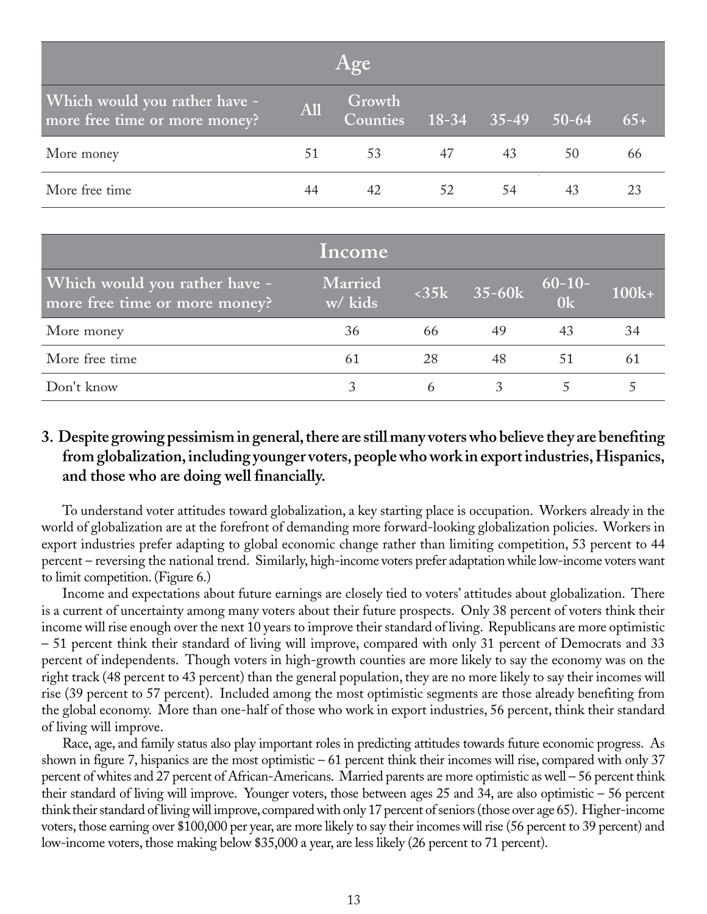| Age | | | | | | |
|---|---|---|---|---|---|---|
| Which would you rather have - more free time or more money? | All | Growth Counties | 18-34 | 35-49 | 50-64 | 65+ |
| More money | 51 | 53 | 47 | 43 | 50 | 66 |
| More free time | 44 | 42 | 52 | 54 | 43 | 23 |

| Income | | | | | |
|---|---|---|---|---|---|
| Which would you rather have - more free time or more money? | Married w/ kids | <35k | 35-60k | 60-100k | 100k+ |
| More money | 36 | 66 | 49 | 43 | 34 |
| More free time | 61 | 28 | 48 | 51 | 61 |
| Don't know | 3 | 6 | 3 | 5 | 5 |

**3. Despite growing pessimism in general, there are still many voters who believe they are benefiting from globalization, including younger voters, people who work in export industries, Hispanics, and those who are doing well financially.**

To understand voter attitudes toward globalization, a key starting place is occupation. Workers already in the world of globalization are at the forefront of demanding more forward-looking globalization policies. Workers in export industries prefer adapting to global economic change rather than limiting competition, 53 percent to 44 percent – reversing the national trend. Similarly, high-income voters prefer adaptation while low-income voters want to limit competition. (Figure 6.)

Income and expectations about future earnings are closely tied to voters' attitudes about globalization. There is a current of uncertainty among many voters about their future prospects. Only 38 percent of voters think their income will rise enough over the next 10 years to improve their standard of living. Republicans are more optimistic – 51 percent think their standard of living will improve, compared with only 31 percent of Democrats and 33 percent of independents. Though voters in high-growth counties are more likely to say the economy was on the right track (48 percent to 43 percent) than the general population, they are no more likely to say their incomes will rise (39 percent to 57 percent). Included among the most optimistic segments are those already benefiting from the global economy. More than one-half of those who work in export industries, 56 percent, think their standard of living will improve.

Race, age, and family status also play important roles in predicting attitudes towards future economic progress. As shown in figure 7, hispanics are the most optimistic – 61 percent think their incomes will rise, compared with only 37 percent of whites and 27 percent of African-Americans. Married parents are more optimistic as well – 56 percent think their standard of living will improve. Younger voters, those between ages 25 and 34, are also optimistic – 56 percent think their standard of living will improve, compared with only 17 percent of seniors (those over age 65). Higher-income voters, those earning over $100,000 per year, are more likely to say their incomes will rise (56 percent to 39 percent) and low-income voters, those making below $35,000 a year, are less likely (26 percent to 71 percent).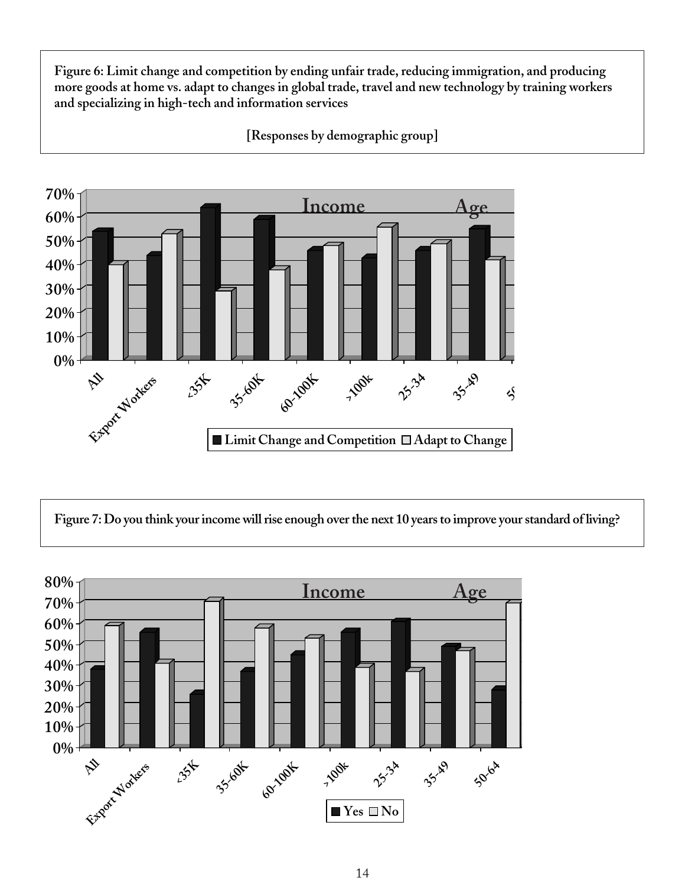**Figure 6: Limit change and competition by ending unfair trade, reducing immigration, and producing more goods at home vs. adapt to changes in global trade, travel and new technology by training workers and specializing in high-tech and information services**

**[Responses by demographic group]**

**Figure 7: Do you think your income will rise enough over the next 10 years to improve your standard of living?**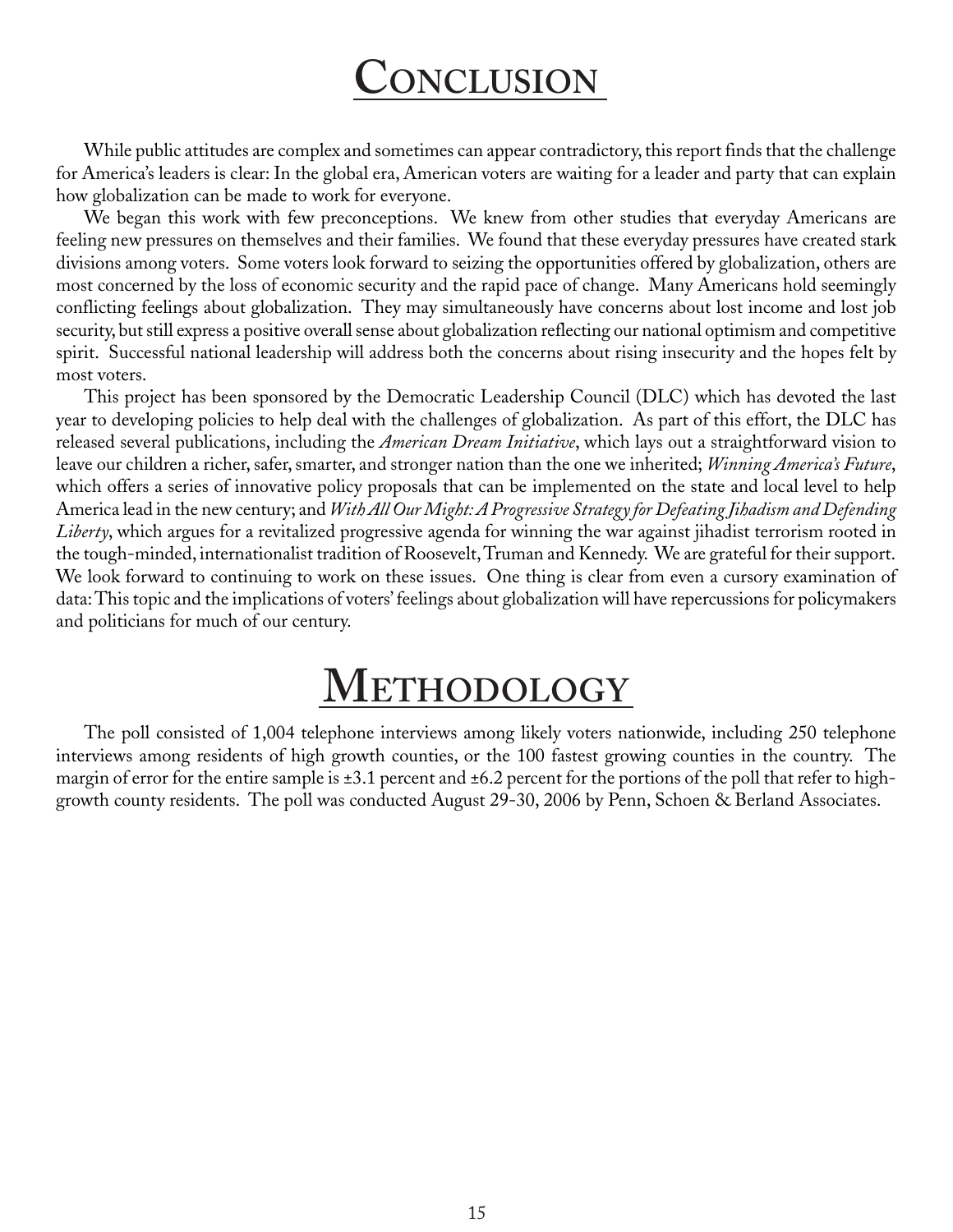# Conclusion

While public attitudes are complex and sometimes can appear contradictory, this report finds that the challenge for America's leaders is clear: In the global era, American voters are waiting for a leader and party that can explain how globalization can be made to work for everyone.

We began this work with few preconceptions. We knew from other studies that everyday Americans are feeling new pressures on themselves and their families. We found that these everyday pressures have created stark divisions among voters. Some voters look forward to seizing the opportunities offered by globalization, others are most concerned by the loss of economic security and the rapid pace of change. Many Americans hold seemingly conflicting feelings about globalization. They may simultaneously have concerns about lost income and lost job security, but still express a positive overall sense about globalization reflecting our national optimism and competitive spirit. Successful national leadership will address both the concerns about rising insecurity and the hopes felt by most voters.

This project has been sponsored by the Democratic Leadership Council (DLC) which has devoted the last year to developing policies to help deal with the challenges of globalization. As part of this effort, the DLC has released several publications, including the *American Dream Initiative*, which lays out a straightforward vision to leave our children a richer, safer, smarter, and stronger nation than the one we inherited; *Winning America's Future*, which offers a series of innovative policy proposals that can be implemented on the state and local level to help America lead in the new century; and *With All Our Might: A Progressive Strategy for Defeating Jihadism and Defending Liberty*, which argues for a revitalized progressive agenda for winning the war against jihadist terrorism rooted in the tough-minded, internationalist tradition of Roosevelt, Truman and Kennedy. We are grateful for their support. We look forward to continuing to work on these issues. One thing is clear from even a cursory examination of data: This topic and the implications of voters' feelings about globalization will have repercussions for policymakers and politicians for much of our century.

# Methodology

The poll consisted of 1,004 telephone interviews among likely voters nationwide, including 250 telephone interviews among residents of high growth counties, or the 100 fastest growing counties in the country. The margin of error for the entire sample is ±3.1 percent and ±6.2 percent for the portions of the poll that refer to high-growth county residents. The poll was conducted August 29-30, 2006 by Penn, Schoen & Berland Associates.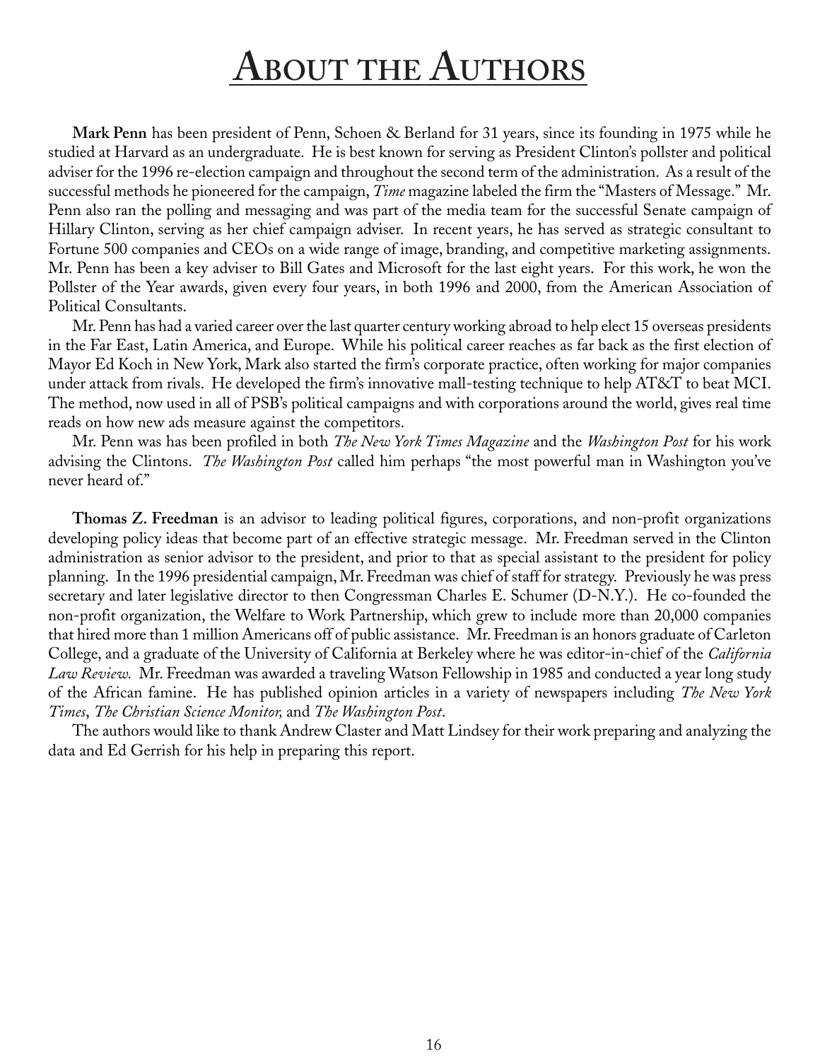# About the Authors

**Mark Penn** has been president of Penn, Schoen & Berland for 31 years, since its founding in 1975 while he studied at Harvard as an undergraduate. He is best known for serving as President Clinton's pollster and political adviser for the 1996 re-election campaign and throughout the second term of the administration. As a result of the successful methods he pioneered for the campaign, *Time* magazine labeled the firm the "Masters of Message." Mr. Penn also ran the polling and messaging and was part of the media team for the successful Senate campaign of Hillary Clinton, serving as her chief campaign adviser. In recent years, he has served as strategic consultant to Fortune 500 companies and CEOs on a wide range of image, branding, and competitive marketing assignments. Mr. Penn has been a key adviser to Bill Gates and Microsoft for the last eight years. For this work, he won the Pollster of the Year awards, given every four years, in both 1996 and 2000, from the American Association of Political Consultants.

Mr. Penn has had a varied career over the last quarter century working abroad to help elect 15 overseas presidents in the Far East, Latin America, and Europe. While his political career reaches as far back as the first election of Mayor Ed Koch in New York, Mark also started the firm's corporate practice, often working for major companies under attack from rivals. He developed the firm's innovative mall-testing technique to help AT&T to beat MCI. The method, now used in all of PSB's political campaigns and with corporations around the world, gives real time reads on how new ads measure against the competitors.

Mr. Penn was has been profiled in both *The New York Times Magazine* and the *Washington Post* for his work advising the Clintons. *The Washington Post* called him perhaps "the most powerful man in Washington you've never heard of."

**Thomas Z. Freedman** is an advisor to leading political figures, corporations, and non-profit organizations developing policy ideas that become part of an effective strategic message. Mr. Freedman served in the Clinton administration as senior advisor to the president, and prior to that as special assistant to the president for policy planning. In the 1996 presidential campaign, Mr. Freedman was chief of staff for strategy. Previously he was press secretary and later legislative director to then Congressman Charles E. Schumer (D-N.Y.). He co-founded the non-profit organization, the Welfare to Work Partnership, which grew to include more than 20,000 companies that hired more than 1 million Americans off of public assistance. Mr. Freedman is an honors graduate of Carleton College, and a graduate of the University of California at Berkeley where he was editor-in-chief of the *California Law Review.* Mr. Freedman was awarded a traveling Watson Fellowship in 1985 and conducted a year long study of the African famine. He has published opinion articles in a variety of newspapers including *The New York Times*, *The Christian Science Monitor,* and *The Washington Post*.

The authors would like to thank Andrew Claster and Matt Lindsey for their work preparing and analyzing the data and Ed Gerrish for his help in preparing this report.